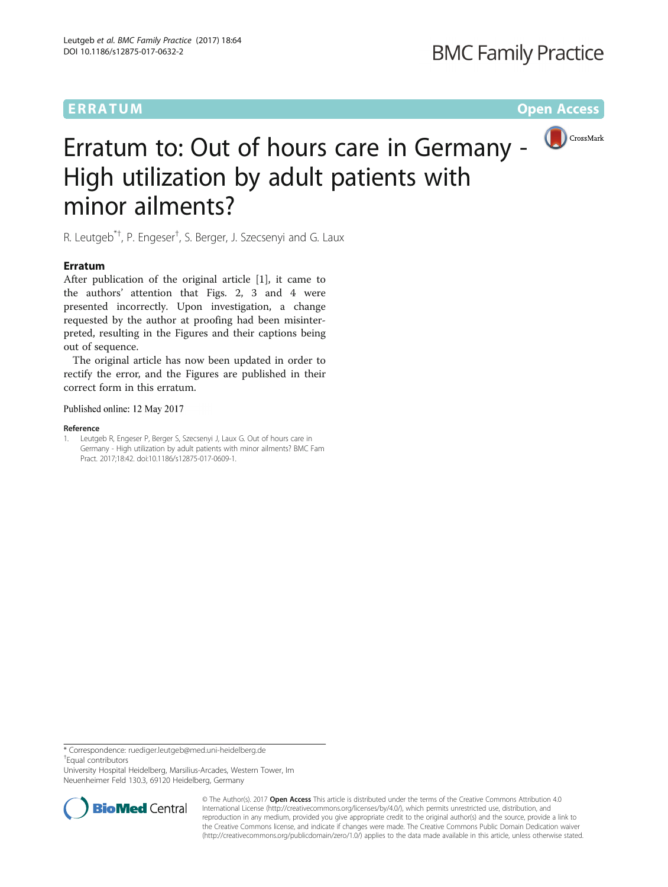ERRATUM

Open Access

# Erratum to: Out of hours care in Germany - High utilization by adult patients with minor ailments?

R. Leutgeb[*†], P. Engeser[†], S. Berger, J. Szecsenyi and G. Laux

## Erratum

After publication of the original article [1], it came to the authors' attention that Figs. 2, 3 and 4 were presented incorrectly. Upon investigation, a change requested by the author at proofing had been misinterpreted, resulting in the Figures and their captions being out of sequence.

The original article has now been updated in order to rectify the error, and the Figures are published in their correct form in this erratum.

Published online: 12 May 2017

### Reference

1. Leutgeb R, Engeser P, Berger S, Szecsenyi J, Laux G. Out of hours care in Germany - High utilization by adult patients with minor ailments? BMC Fam Pract. 2017;18:42. doi:10.1186/s12875-017-0609-1.

---

\* Correspondence: ruediger.leutgeb@med.uni-heidelberg.de

[†]Equal contributors

University Hospital Heidelberg, Marsilius-Arcades, Western Tower, Im Neuenheimer Feld 130.3, 69120 Heidelberg, Germany

© The Author(s). 2017 **Open Access** This article is distributed under the terms of the Creative Commons Attribution 4.0 International License (http://creativecommons.org/licenses/by/4.0/), which permits unrestricted use, distribution, and reproduction in any medium, provided you give appropriate credit to the original author(s) and the source, provide a link to the Creative Commons license, and indicate if changes were made. The Creative Commons Public Domain Dedication waiver (http://creativecommons.org/publicdomain/zero/1.0/) applies to the data made available in this article, unless otherwise stated.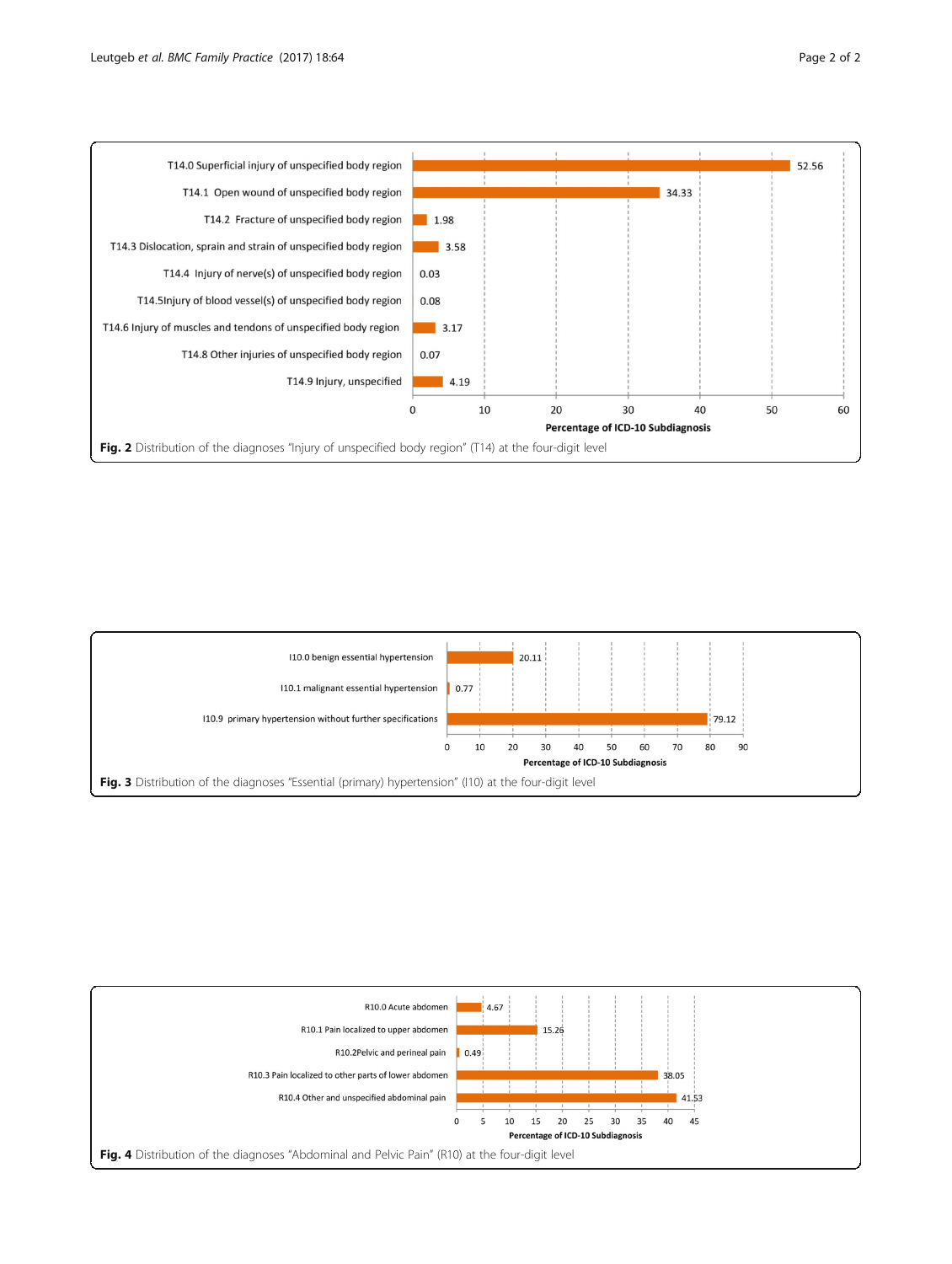T14.0 Superficial injury of unspecified body region 52.56

T14.1 Open wound of unspecified body region 34.33

T14.2 Fracture of unspecified body region 1.98

T14.3 Dislocation, sprain and strain of unspecified body region 3.58

T14.4 Injury of nerve(s) of unspecified body region 0.03

T14.5Injury of blood vessel(s) of unspecified body region 0.08

T14.6 Injury of muscles and tendons of unspecified body region 3.17

T14.8 Other injuries of unspecified body region 0.07

T14.9 Injury, unspecified 4.19

0 10 20 30 40 50 60

Percentage of ICD-10 Subdiagnosis

**Fig. 2** Distribution of the diagnoses "Injury of unspecified body region" (T14) at the four-digit level

I10.0 benign essential hypertension 20.11

I10.1 malignant essential hypertension 0.77

I10.9 primary hypertension without further specifications 79.12

0 10 20 30 40 50 60 70 80 90

Percentage of ICD-10 Subdiagnosis

**Fig. 3** Distribution of the diagnoses "Essential (primary) hypertension" (I10) at the four-digit level

R10.0 Acute abdomen 4.67

R10.1 Pain localized to upper abdomen 15.26

R10.2Pelvic and perineal pain 0.49

R10.3 Pain localized to other parts of lower abdomen 38.05

R10.4 Other and unspecified abdominal pain 41.53

0 5 10 15 20 25 30 35 40 45

Percentage of ICD-10 Subdiagnosis

**Fig. 4** Distribution of the diagnoses "Abdominal and Pelvic Pain" (R10) at the four-digit level